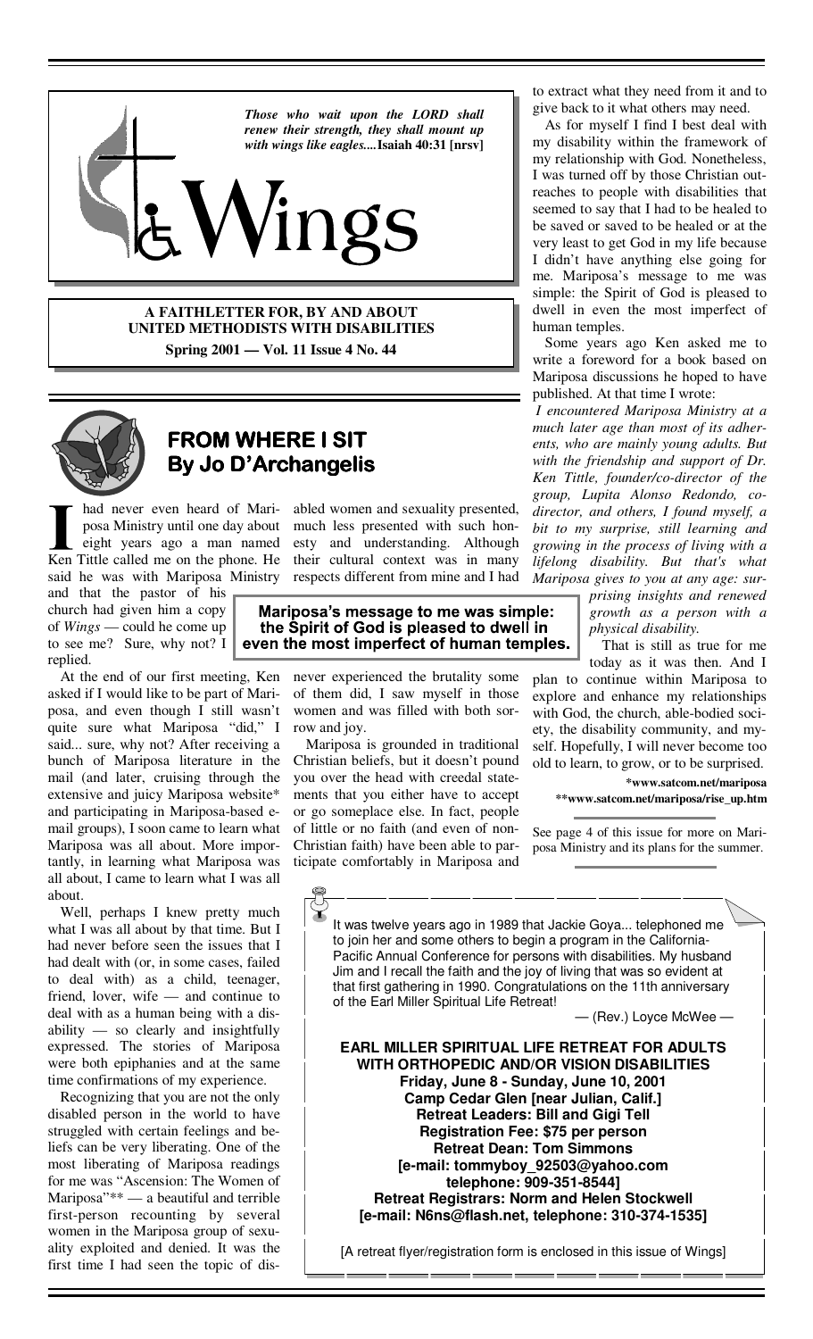*Those who wait upon the LORD shall renew their strength, they shall mount up with wings like eagles....* **Isaiah 40:31 [nrsv]**

# Wings

**A FAITHLETTER FOR, BY AND ABOUT UNITED METHODISTS WITH DISABILITIES**

**Spring 2001 — Vol. 11 Issue 4 No. 44**

## FROM WHERE I SIT
## By Jo D'Archangelis

I had never even heard of Mariposa Ministry until one day about eight years ago a man named Ken Tittle called me on the phone. He said he was with Mariposa Ministry and that the pastor of his church had given him a copy of *Wings* — could he come up to see me? Sure, why not? I replied.

At the end of our first meeting, Ken asked if I would like to be part of Mariposa, and even though I still wasn't quite sure what Mariposa "did," I said... sure, why not? After receiving a bunch of Mariposa literature in the mail (and later, cruising through the extensive and juicy Mariposa website* and participating in Mariposa-based e-mail groups), I soon came to learn what Mariposa was all about. More importantly, in learning what Mariposa was all about, I came to learn what I was all about.

Well, perhaps I knew pretty much what I was all about by that time. But I had never before seen the issues that I had dealt with (or, in some cases, failed to deal with) as a child, teenager, friend, lover, wife — and continue to deal with as a human being with a disability — so clearly and insightfully expressed. The stories of Mariposa were both epiphanies and at the same time confirmations of my experience.

Recognizing that you are not the only disabled person in the world to have struggled with certain feelings and beliefs can be very liberating. One of the most liberating of Mariposa readings for me was "Ascension: The Women of Mariposa"** — a beautiful and terrible first-person recounting by several women in the Mariposa group of sexuality exploited and denied. It was the first time I had seen the topic of disabled women and sexuality presented, much less presented with such honesty and understanding. Although their cultural context was in many respects different from mine and I had never experienced the brutality some of them did, I saw myself in those women and was filled with both sorrow and joy.

**Mariposa's message to me was simple: the Spirit of God is pleased to dwell in even the most imperfect of human temples.**

Mariposa is grounded in traditional Christian beliefs, but it doesn't pound you over the head with creedal statements that you either have to accept or go someplace else. In fact, people of little or no faith (and even of non-Christian faith) have been able to participate comfortably in Mariposa and to extract what they need from it and to give back to it what others may need.

As for myself I find I best deal with my disability within the framework of my relationship with God. Nonetheless, I was turned off by those Christian outreaches to people with disabilities that seemed to say that I had to be healed to be saved or saved to be healed or at the very least to get God in my life because I didn't have anything else going for me. Mariposa's message to me was simple: the Spirit of God is pleased to dwell in even the most imperfect of human temples.

Some years ago Ken asked me to write a foreword for a book based on Mariposa discussions he hoped to have published. At that time I wrote:

*I encountered Mariposa Ministry at a much later age than most of its adherents, who are mainly young adults. But with the friendship and support of Dr. Ken Tittle, founder/co-director of the group, Lupita Alonso Redondo, co-director, and others, I found myself, a bit to my surprise, still learning and growing in the process of living with a lifelong disability. But that's what Mariposa gives to you at any age: surprising insights and renewed growth as a person with a physical disability.*

That is still as true for me today as it was then. And I plan to continue within Mariposa to explore and enhance my relationships with God, the church, able-bodied society, the disability community, and myself. Hopefully, I will never become too old to learn, to grow, or to be surprised.

**\*www.satcom.net/mariposa**
**\*\*www.satcom.net/mariposa/rise_up.htm**

See page 4 of this issue for more on Mariposa Ministry and its plans for the summer.

---

It was twelve years ago in 1989 that Jackie Goya... telephoned me to join her and some others to begin a program in the California-Pacific Annual Conference for persons with disabilities. My husband Jim and I recall the faith and the joy of living that was so evident at that first gathering in 1990. Congratulations on the 11th anniversary of the Earl Miller Spiritual Life Retreat!

— (Rev.) Loyce McWee —

**EARL MILLER SPIRITUAL LIFE RETREAT FOR ADULTS WITH ORTHOPEDIC AND/OR VISION DISABILITIES**
**Friday, June 8 - Sunday, June 10, 2001**
**Camp Cedar Glen [near Julian, Calif.]**
**Retreat Leaders: Bill and Gigi Tell**
**Registration Fee: $75 per person**
**Retreat Dean: Tom Simmons**
**[e-mail: tommyboy_92503@yahoo.com telephone: 909-351-8544]**
**Retreat Registrars: Norm and Helen Stockwell**
**[e-mail: N6ns@flash.net, telephone: 310-374-1535]**

[A retreat flyer/registration form is enclosed in this issue of Wings]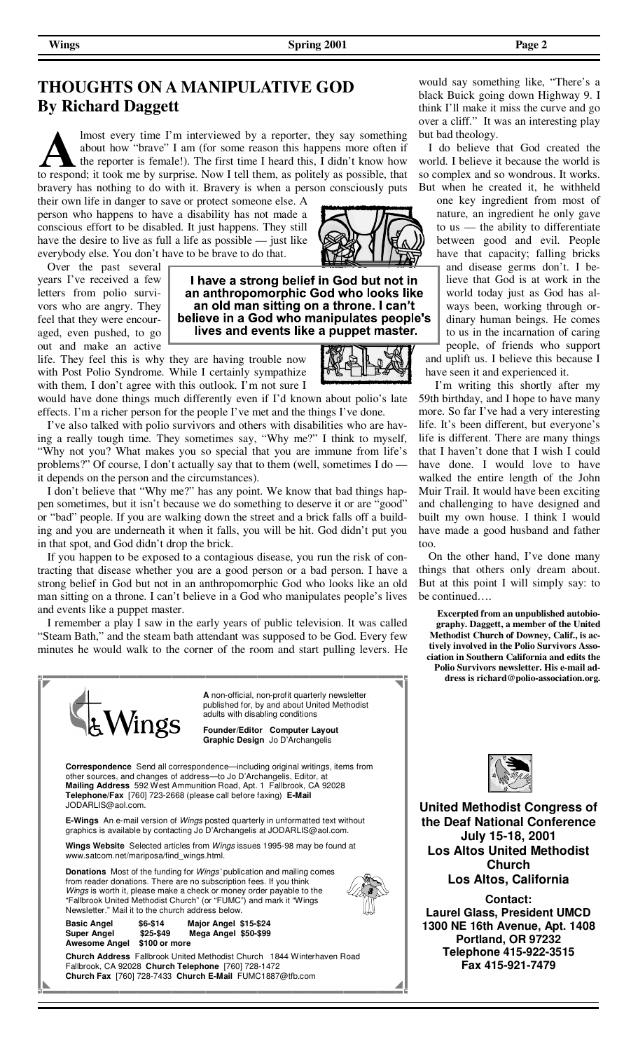# THOUGHTS ON A MANIPULATIVE GOD
## By Richard Daggett

Almost every time I'm interviewed by a reporter, they say something about how "brave" I am (for some reason this happens more often if the reporter is female!). The first time I heard this, I didn't know how to respond; it took me by surprise. Now I tell them, as politely as possible, that bravery has nothing to do with it. Bravery is when a person consciously puts their own life in danger to save or protect someone else. A person who happens to have a disability has not made a conscious effort to be disabled. It just happens. They still have the desire to live as full a life as possible — just like everybody else. You don't have to be brave to do that.

> **I have a strong belief in God but not in an anthropomorphic God who looks like an old man sitting on a throne. I can't believe in a God who manipulates people's lives and events like a puppet master.**

Over the past several years I've received a few letters from polio survivors who are angry. They feel that they were encouraged, even pushed, to go out and make an active life. They feel this is why they are having trouble now with Post Polio Syndrome. While I certainly sympathize with them, I don't agree with this outlook. I'm not sure I would have done things much differently even if I'd known about polio's late effects. I'm a richer person for the people I've met and the things I've done.

I've also talked with polio survivors and others with disabilities who are having a really tough time. They sometimes say, "Why me?" I think to myself, "Why not you? What makes you so special that you are immune from life's problems?" Of course, I don't actually say that to them (well, sometimes I do — it depends on the person and the circumstances).

I don't believe that "Why me?" has any point. We know that bad things happen sometimes, but it isn't because we do something to deserve it or are "good" or "bad" people. If you are walking down the street and a brick falls off a building and you are underneath it when it falls, you will be hit. God didn't put you in that spot, and God didn't drop the brick.

If you happen to be exposed to a contagious disease, you run the risk of contracting that disease whether you are a good person or a bad person. I have a strong belief in God but not in an anthropomorphic God who looks like an old man sitting on a throne. I can't believe in a God who manipulates people's lives and events like a puppet master.

I remember a play I saw in the early years of public television. It was called "Steam Bath," and the steam bath attendant was supposed to be God. Every few minutes he would walk to the corner of the room and start pulling levers. He would say something like, "There's a black Buick going down Highway 9. I think I'll make it miss the curve and go over a cliff." It was an interesting play but bad theology.

I do believe that God created the world. I believe it because the world is so complex and so wondrous. It works. But when he created it, he withheld one key ingredient from most of nature, an ingredient he only gave to us — the ability to differentiate between good and evil. People have that capacity; falling bricks and disease germs don't. I believe that God is at work in the world today just as God has always been, working through ordinary human beings. He comes to us in the incarnation of caring people, of friends who support and uplift us. I believe this because I have seen it and experienced it.

I'm writing this shortly after my 59th birthday, and I hope to have many more. So far I've had a very interesting life. It's been different, but everyone's life is different. There are many things that I haven't done that I wish I could have done. I would love to have walked the entire length of the John Muir Trail. It would have been exciting and challenging to have designed and built my own house. I think I would have made a good husband and father too.

On the other hand, I've done many things that others only dream about. But at this point I will simply say: to be continued….

**Excerpted from an unpublished autobiography. Daggett, a member of the United Methodist Church of Downey, Calif., is actively involved in the Polio Survivors Association in Southern California and edits the Polio Survivors newsletter. His e-mail address is richard@polio-association.org.**

---

**Wings**

**A** non-official, non-profit quarterly newsletter published for, by and about United Methodist adults with disabling conditions

**Founder/Editor Computer Layout Graphic Design** Jo D'Archangelis

**Correspondence** Send all correspondence—including original writings, items from other sources, and changes of address—to Jo D'Archangelis, Editor, at **Mailing Address** 592 West Ammunition Road, Apt. 1 Fallbrook, CA 92028 **Telephone/Fax** [760] 723-2668 (please call before faxing) **E-Mail** JODARLIS@aol.com.

**E-Wings** An e-mail version of *Wings* posted quarterly in unformatted text without graphics is available by contacting Jo D'Archangelis at JODARLIS@aol.com.

**Wings Website** Selected articles from *Wings* issues 1995-98 may be found at www.satcom.net/mariposa/find_wings.html.

**Donations** Most of the funding for *Wings'* publication and mailing comes from reader donations. There are no subscription fees. If you think *Wings* is worth it, please make a check or money order payable to the "Fallbrook United Methodist Church" (or "FUMC") and mark it "Wings Newsletter." Mail it to the church address below.

**Basic Angel** $6-$14 **Major Angel** $15-$24
**Super Angel** $25-$49 **Mega Angel** $50-$99
**Awesome Angel** $100 or more

**Church Address** Fallbrook United Methodist Church 1844 Winterhaven Road Fallbrook, CA 92028 **Church Telephone** [760] 728-1472 **Church Fax** [760] 728-7433 **Church E-Mail** FUMC1887@tfb.com

---

**United Methodist Congress of the Deaf National Conference**
**July 15-18, 2001**
**Los Altos United Methodist Church**
**Los Altos, California**

**Contact:**
**Laurel Glass, President UMCD**
**1300 NE 16th Avenue, Apt. 1408**
**Portland, OR 97232**
**Telephone 415-922-3515**
**Fax 415-921-7479**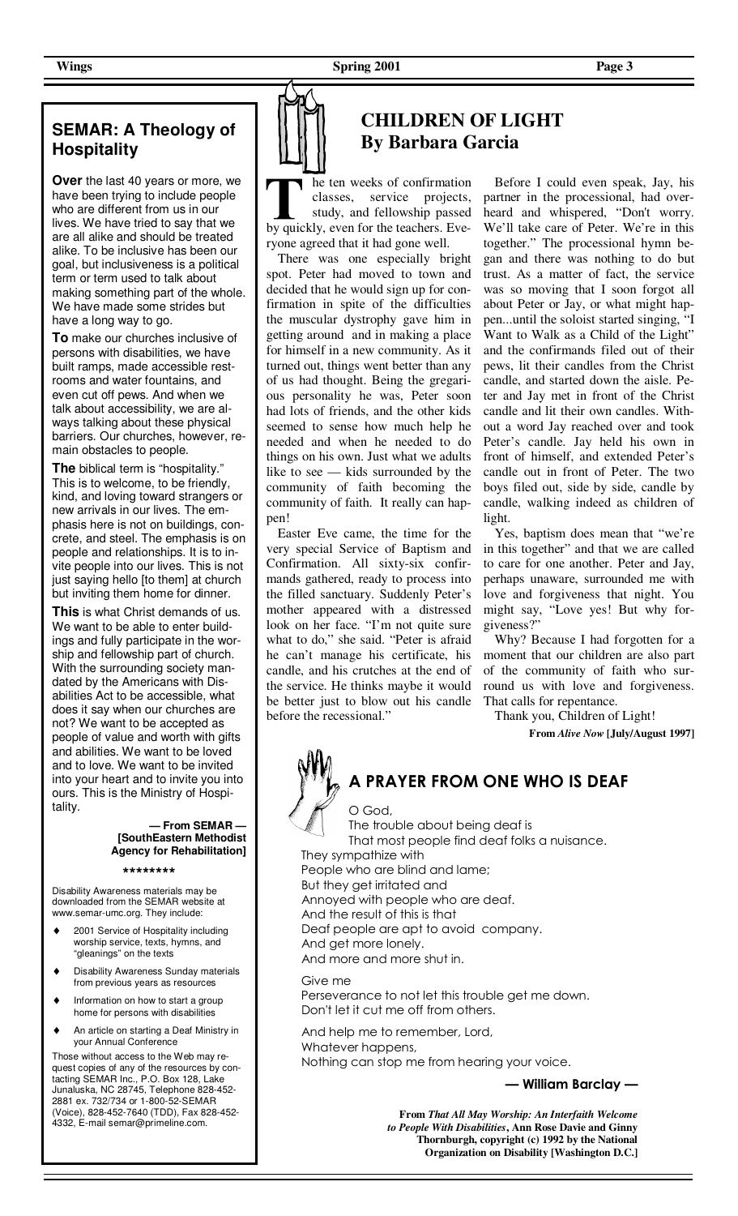## SEMAR: A Theology of Hospitality

**Over** the last 40 years or more, we have been trying to include people who are different from us in our lives. We have tried to say that we are all alike and should be treated alike. To be inclusive has been our goal, but inclusiveness is a political term or term used to talk about making something part of the whole. We have made some strides but have a long way to go.

**To** make our churches inclusive of persons with disabilities, we have built ramps, made accessible restrooms and water fountains, and even cut off pews. And when we talk about accessibility, we are always talking about these physical barriers. Our churches, however, remain obstacles to people.

**The** biblical term is "hospitality." This is to welcome, to be friendly, kind, and loving toward strangers or new arrivals in our lives. The emphasis here is not on buildings, concrete, and steel. The emphasis is on people and relationships. It is to invite people into our lives. This is not just saying hello [to them] at church but inviting them home for dinner.

**This** is what Christ demands of us. We want to be able to enter buildings and fully participate in the worship and fellowship part of church. With the surrounding society mandated by the Americans with Disabilities Act to be accessible, what does it say when our churches are not? We want to be accepted as people of value and worth with gifts and abilities. We want to be loved and to love. We want to be invited into your heart and to invite you into ours. This is the Ministry of Hospitality.

**— From SEMAR — [SouthEastern Methodist Agency for Rehabilitation]**

********

Disability Awareness materials may be downloaded from the SEMAR website at www.semar-umc.org. They include:

- 2001 Service of Hospitality including worship service, texts, hymns, and "gleanings" on the texts
- Disability Awareness Sunday materials from previous years as resources
- Information on how to start a group home for persons with disabilities
- An article on starting a Deaf Ministry in your Annual Conference

Those without access to the Web may request copies of any of the resources by contacting SEMAR Inc., P.O. Box 128, Lake Junaluska, NC 28745, Telephone 828-452-2881 ex. 732/734 or 1-800-52-SEMAR (Voice), 828-452-7640 (TDD), Fax 828-452-4332, E-mail semar@primeline.com.

## CHILDREN OF LIGHT
## By Barbara Garcia

The ten weeks of confirmation classes, service projects, study, and fellowship passed by quickly, even for the teachers. Everyone agreed that it had gone well.

There was one especially bright spot. Peter had moved to town and decided that he would sign up for confirmation in spite of the difficulties the muscular dystrophy gave him in getting around and in making a place for himself in a new community. As it turned out, things went better than any of us had thought. Being the gregarious personality he was, Peter soon had lots of friends, and the other kids seemed to sense how much help he needed and when he needed to do things on his own. Just what we adults like to see — kids surrounded by the community of faith becoming the community of faith. It really can happen!

Easter Eve came, the time for the very special Service of Baptism and Confirmation. All sixty-six confirmands gathered, ready to process into the filled sanctuary. Suddenly Peter's mother appeared with a distressed look on her face. "I'm not quite sure what to do," she said. "Peter is afraid he can't manage his certificate, his candle, and his crutches at the end of the service. He thinks maybe it would be better just to blow out his candle before the recessional."

Before I could even speak, Jay, his partner in the processional, had overheard and whispered, "Don't worry. We'll take care of Peter. We're in this together." The processional hymn began and there was nothing to do but trust. As a matter of fact, the service was so moving that I soon forgot all about Peter or Jay, or what might happen...until the soloist started singing, "I Want to Walk as a Child of the Light" and the confirmands filed out of their pews, lit their candles from the Christ candle, and started down the aisle. Peter and Jay met in front of the Christ candle and lit their own candles. Without a word Jay reached over and took Peter's candle. Jay held his own in front of himself, and extended Peter's candle out in front of Peter. The two boys filed out, side by side, candle by candle, walking indeed as children of light.

Yes, baptism does mean that "we're in this together" and that we are called to care for one another. Peter and Jay, perhaps unaware, surrounded me with love and forgiveness that night. You might say, "Love yes! But why forgiveness?"

Why? Because I had forgotten for a moment that our children are also part of the community of faith who surround us with love and forgiveness. That calls for repentance.

Thank you, Children of Light!

**From *Alive Now* [July/August 1997]**

## A PRAYER FROM ONE WHO IS DEAF

O God,
The trouble about being deaf is
That most people find deaf folks a nuisance.
They sympathize with
People who are blind and lame;
But they get irritated and
Annoyed with people who are deaf.
And the result of this is that
Deaf people are apt to avoid company.
And get more lonely.
And more and more shut in.

Give me
Perseverance to not let this trouble get me down.
Don't let it cut me off from others.

And help me to remember, Lord,
Whatever happens,
Nothing can stop me from hearing your voice.

**— William Barclay —**

**From *That All May Worship: An Interfaith Welcome to People With Disabilities*, Ann Rose Davie and Ginny Thornburgh, copyright (c) 1992 by the National Organization on Disability [Washington D.C.]**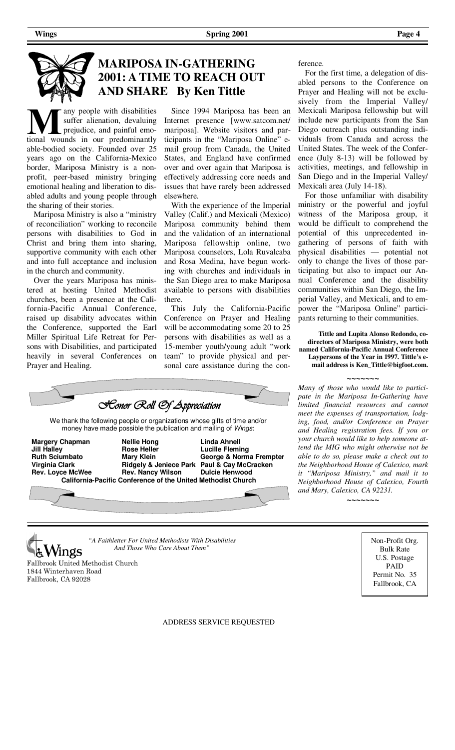# MARIPOSA IN-GATHERING 2001: A TIME TO REACH OUT AND SHARE By Ken Tittle

Many people with disabilities suffer alienation, devaluing prejudice, and painful emotional wounds in our predominantly able-bodied society. Founded over 25 years ago on the California-Mexico border, Mariposa Ministry is a non-profit, peer-based ministry bringing emotional healing and liberation to disabled adults and young people through the sharing of their stories.

Mariposa Ministry is also a "ministry of reconciliation" working to reconcile persons with disabilities to God in Christ and bring them into sharing, supportive community with each other and into full acceptance and inclusion in the church and community.

Over the years Mariposa has ministered at hosting United Methodist churches, been a presence at the California-Pacific Annual Conference, raised up disability advocates within the Conference, supported the Earl Miller Spiritual Life Retreat for Persons with Disabilities, and participated heavily in several Conferences on Prayer and Healing.

Since 1994 Mariposa has been an Internet presence [www.satcom.net/mariposa]. Website visitors and participants in the "Mariposa Online" e-mail group from Canada, the United States, and England have confirmed over and over again that Mariposa is effectively addressing core needs and issues that have rarely been addressed elsewhere.

With the experience of the Imperial Valley (Calif.) and Mexicali (Mexico) Mariposa community behind them and the validation of an international Mariposa fellowship online, two Mariposa counselors, Lola Ruvalcaba and Rosa Medina, have begun working with churches and individuals in the San Diego area to make Mariposa available to persons with disabilities there.

This July the California-Pacific Conference on Prayer and Healing will be accommodating some 20 to 25 persons with disabilities as well as a 15-member youth/young adult "work team" to provide physical and personal care assistance during the conference.

For the first time, a delegation of disabled persons to the Conference on Prayer and Healing will not be exclusively from the Imperial Valley/Mexicali Mariposa fellowship but will include new participants from the San Diego outreach plus outstanding individuals from Canada and across the United States. The week of the Conference (July 8-13) will be followed by activities, meetings, and fellowship in San Diego and in the Imperial Valley/Mexicali area (July 14-18).

For those unfamiliar with disability ministry or the powerful and joyful witness of the Mariposa group, it would be difficult to comprehend the potential of this unprecedented in-gathering of persons of faith with physical disabilities — potential not only to change the lives of those participating but also to impact our Annual Conference and the disability communities within San Diego, the Imperial Valley, and Mexicali, and to empower the "Mariposa Online" participants returning to their communities.

**Tittle and Lupita Alonso Redondo, co-directors of Mariposa Ministry, were both named California-Pacific Annual Conference Laypersons of the Year in 1997. Tittle's e-mail address is Ken_Tittle@bigfoot.com.**

~~~~~~~

*Many of those who would like to participate in the Mariposa In-Gathering have limited financial resources and cannot meet the expenses of transportation, lodging, food, and/or Conference on Prayer and Healing registration fees. If you or your church would like to help someone attend the MIG who might otherwise not be able to do so, please make a check out to the Neighborhood House of Calexico, mark it "Mariposa Ministry," and mail it to Neighborhood House of Calexico, Fourth and Mary, Calexico, CA 92231.*

~~~~~~~

## Honor Roll Of Appreciation

We thank the following people or organizations whose gifts of time and/or money have made possible the publication and mailing of *Wings*:

| | | |
|---|---|---|
| **Margery Chapman** | **Nellie Hong** | **Linda Ahnell** |
| **Jill Halley** | **Rose Heller** | **Lucille Fleming** |
| **Ruth Sciumbato** | **Mary Klein** | **George & Norma Frempter** |
| **Virginia Clark** | **Ridgely & Jeniece Park** | **Paul & Cay McCracken** |
| **Rev. Loyce McWee** | **Rev. Nancy Wilson** | **Dulcie Henwood** |

**California-Pacific Conference of the United Methodist Church**

Wings

*"A Faithletter For United Methodists With Disabilities And Those Who Care About Them"*

Fallbrook United Methodist Church
1844 Winterhaven Road
Fallbrook, CA 92028

Non-Profit Org.
Bulk Rate
U.S. Postage
PAID
Permit No. 35
Fallbrook, CA

ADDRESS SERVICE REQUESTED